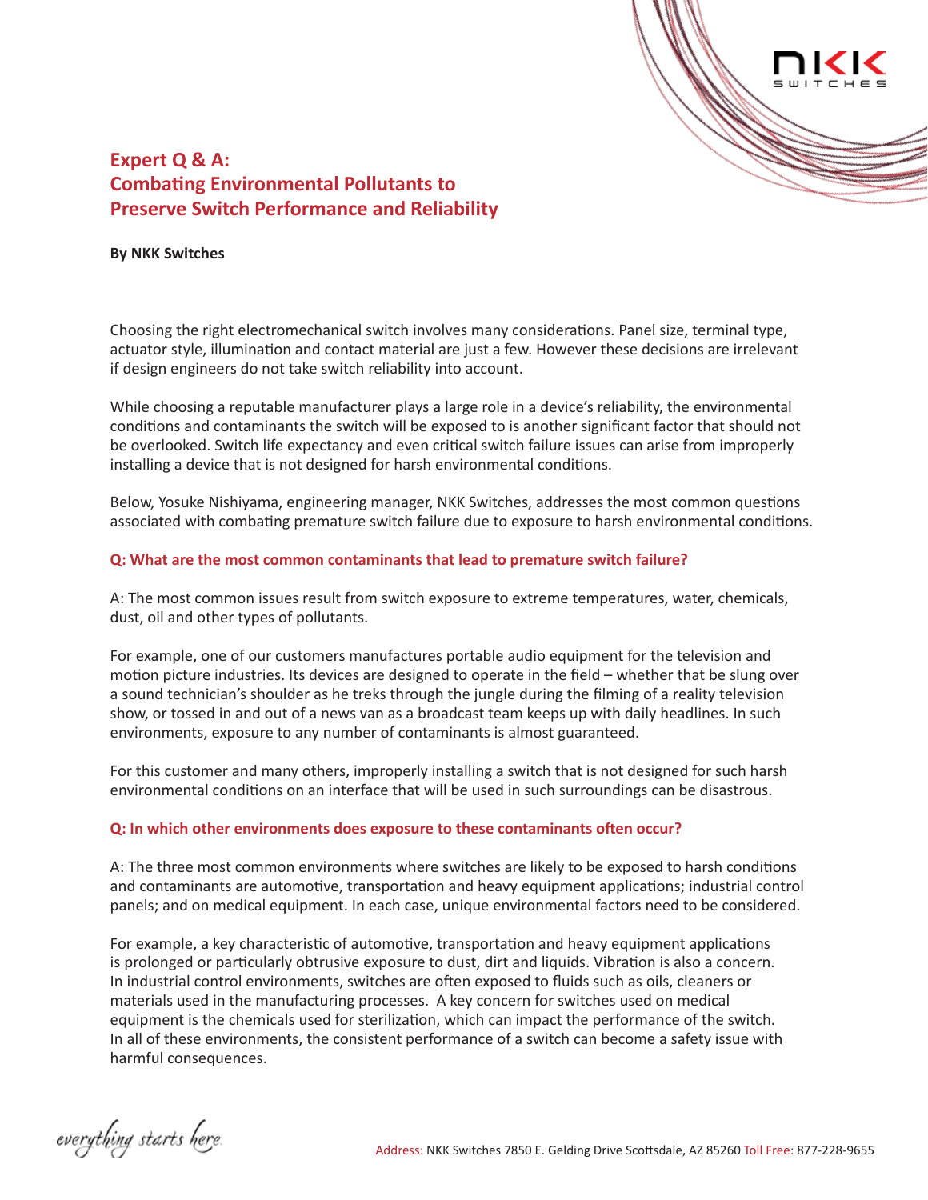# Expert Q & A: Combating Environmental Pollutants to Preserve Switch Performance and Reliability

**By NKK Switches**

Choosing the right electromechanical switch involves many considerations. Panel size, terminal type, actuator style, illumination and contact material are just a few. However these decisions are irrelevant if design engineers do not take switch reliability into account.

While choosing a reputable manufacturer plays a large role in a device's reliability, the environmental conditions and contaminants the switch will be exposed to is another significant factor that should not be overlooked. Switch life expectancy and even critical switch failure issues can arise from improperly installing a device that is not designed for harsh environmental conditions.

Below, Yosuke Nishiyama, engineering manager, NKK Switches, addresses the most common questions associated with combating premature switch failure due to exposure to harsh environmental conditions.

### Q: What are the most common contaminants that lead to premature switch failure?

A: The most common issues result from switch exposure to extreme temperatures, water, chemicals, dust, oil and other types of pollutants.

For example, one of our customers manufactures portable audio equipment for the television and motion picture industries. Its devices are designed to operate in the field – whether that be slung over a sound technician's shoulder as he treks through the jungle during the filming of a reality television show, or tossed in and out of a news van as a broadcast team keeps up with daily headlines. In such environments, exposure to any number of contaminants is almost guaranteed.

For this customer and many others, improperly installing a switch that is not designed for such harsh environmental conditions on an interface that will be used in such surroundings can be disastrous.

### Q: In which other environments does exposure to these contaminants often occur?

A: The three most common environments where switches are likely to be exposed to harsh conditions and contaminants are automotive, transportation and heavy equipment applications; industrial control panels; and on medical equipment. In each case, unique environmental factors need to be considered.

For example, a key characteristic of automotive, transportation and heavy equipment applications is prolonged or particularly obtrusive exposure to dust, dirt and liquids. Vibration is also a concern. In industrial control environments, switches are often exposed to fluids such as oils, cleaners or materials used in the manufacturing processes. A key concern for switches used on medical equipment is the chemicals used for sterilization, which can impact the performance of the switch. In all of these environments, the consistent performance of a switch can become a safety issue with harmful consequences.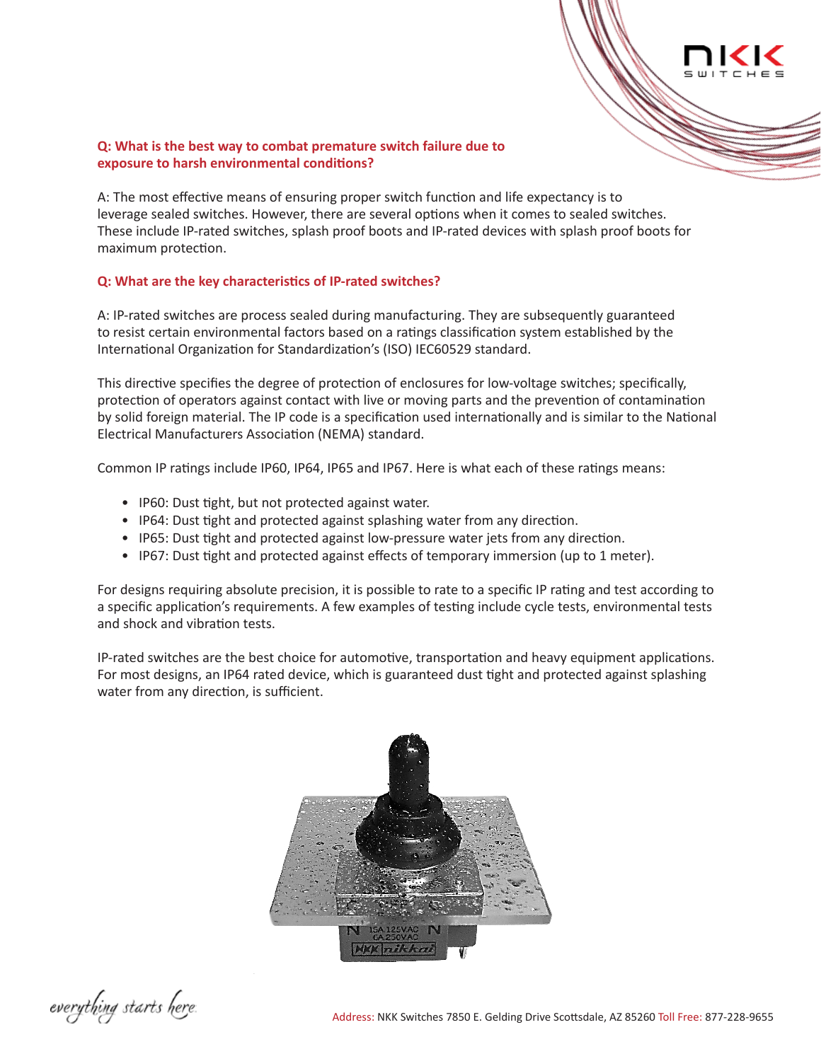**Q: What is the best way to combat premature switch failure due to exposure to harsh environmental conditions?**

A: The most effective means of ensuring proper switch function and life expectancy is to leverage sealed switches. However, there are several options when it comes to sealed switches. These include IP-rated switches, splash proof boots and IP-rated devices with splash proof boots for maximum protection.

**Q: What are the key characteristics of IP-rated switches?**

A: IP-rated switches are process sealed during manufacturing. They are subsequently guaranteed to resist certain environmental factors based on a ratings classification system established by the International Organization for Standardization's (ISO) IEC60529 standard.

This directive specifies the degree of protection of enclosures for low-voltage switches; specifically, protection of operators against contact with live or moving parts and the prevention of contamination by solid foreign material. The IP code is a specification used internationally and is similar to the National Electrical Manufacturers Association (NEMA) standard.

Common IP ratings include IP60, IP64, IP65 and IP67. Here is what each of these ratings means:

- IP60: Dust tight, but not protected against water.
- IP64: Dust tight and protected against splashing water from any direction.
- IP65: Dust tight and protected against low-pressure water jets from any direction.
- IP67: Dust tight and protected against effects of temporary immersion (up to 1 meter).

For designs requiring absolute precision, it is possible to rate to a specific IP rating and test according to a specific application's requirements. A few examples of testing include cycle tests, environmental tests and shock and vibration tests.

IP-rated switches are the best choice for automotive, transportation and heavy equipment applications. For most designs, an IP64 rated device, which is guaranteed dust tight and protected against splashing water from any direction, is sufficient.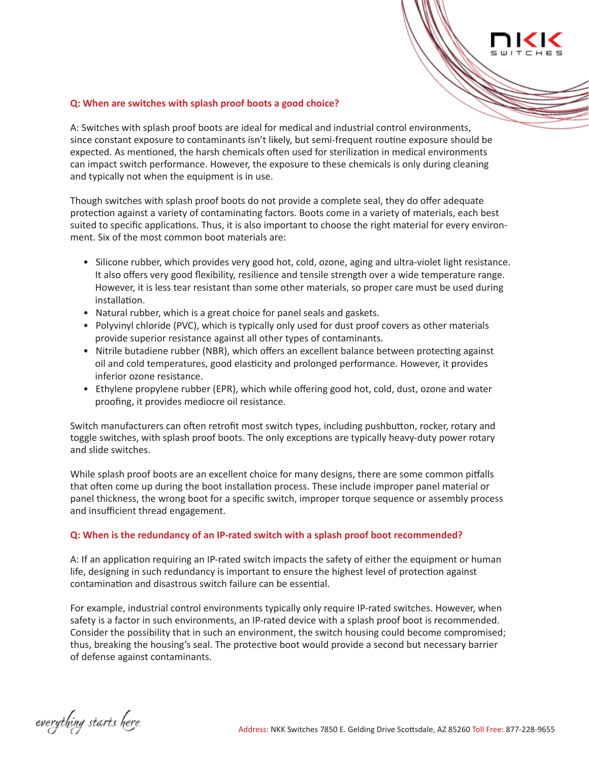**Q: When are switches with splash proof boots a good choice?**

A: Switches with splash proof boots are ideal for medical and industrial control environments, since constant exposure to contaminants isn't likely, but semi-frequent routine exposure should be expected. As mentioned, the harsh chemicals often used for sterilization in medical environments can impact switch performance. However, the exposure to these chemicals is only during cleaning and typically not when the equipment is in use.

Though switches with splash proof boots do not provide a complete seal, they do offer adequate protection against a variety of contaminating factors. Boots come in a variety of materials, each best suited to specific applications. Thus, it is also important to choose the right material for every environment. Six of the most common boot materials are:

- Silicone rubber, which provides very good hot, cold, ozone, aging and ultra-violet light resistance. It also offers very good flexibility, resilience and tensile strength over a wide temperature range. However, it is less tear resistant than some other materials, so proper care must be used during installation.
- Natural rubber, which is a great choice for panel seals and gaskets.
- Polyvinyl chloride (PVC), which is typically only used for dust proof covers as other materials provide superior resistance against all other types of contaminants.
- Nitrile butadiene rubber (NBR), which offers an excellent balance between protecting against oil and cold temperatures, good elasticity and prolonged performance. However, it provides inferior ozone resistance.
- Ethylene propylene rubber (EPR), which while offering good hot, cold, dust, ozone and water proofing, it provides mediocre oil resistance.

Switch manufacturers can often retrofit most switch types, including pushbutton, rocker, rotary and toggle switches, with splash proof boots. The only exceptions are typically heavy-duty power rotary and slide switches.

While splash proof boots are an excellent choice for many designs, there are some common pitfalls that often come up during the boot installation process. These include improper panel material or panel thickness, the wrong boot for a specific switch, improper torque sequence or assembly process and insufficient thread engagement.

**Q: When is the redundancy of an IP-rated switch with a splash proof boot recommended?**

A: If an application requiring an IP-rated switch impacts the safety of either the equipment or human life, designing in such redundancy is important to ensure the highest level of protection against contamination and disastrous switch failure can be essential.

For example, industrial control environments typically only require IP-rated switches. However, when safety is a factor in such environments, an IP-rated device with a splash proof boot is recommended. Consider the possibility that in such an environment, the switch housing could become compromised; thus, breaking the housing's seal. The protective boot would provide a second but necessary barrier of defense against contaminants.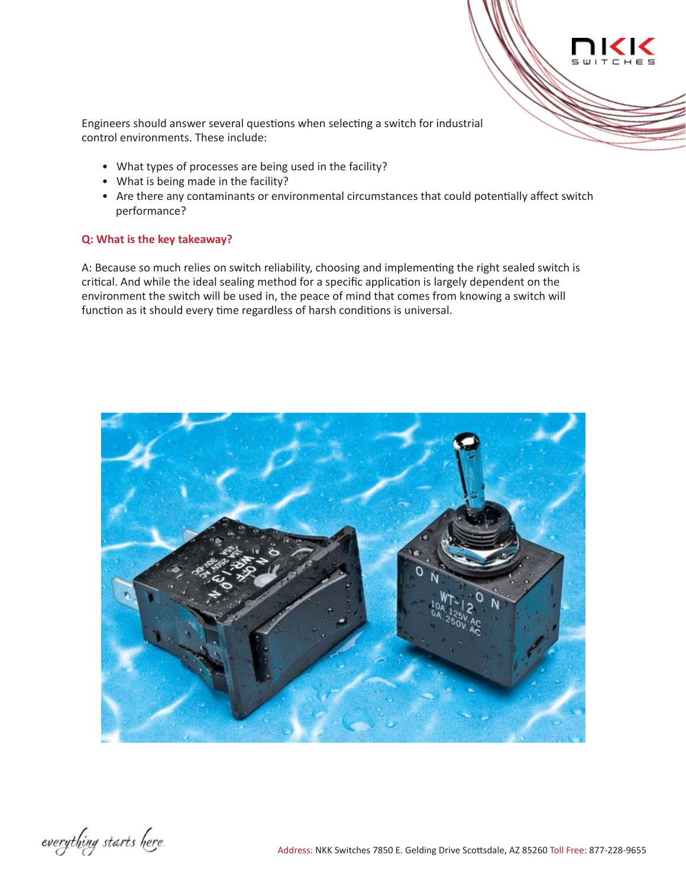Engineers should answer several questions when selecting a switch for industrial control environments. These include:

- What types of processes are being used in the facility?
- What is being made in the facility?
- Are there any contaminants or environmental circumstances that could potentially affect switch performance?

**Q: What is the key takeaway?**

A: Because so much relies on switch reliability, choosing and implementing the right sealed switch is critical. And while the ideal sealing method for a specific application is largely dependent on the environment the switch will be used in, the peace of mind that comes from knowing a switch will function as it should every time regardless of harsh conditions is universal.

Address: NKK Switches 7850 E. Gelding Drive Scottsdale, AZ 85260 Toll Free: 877-228-9655